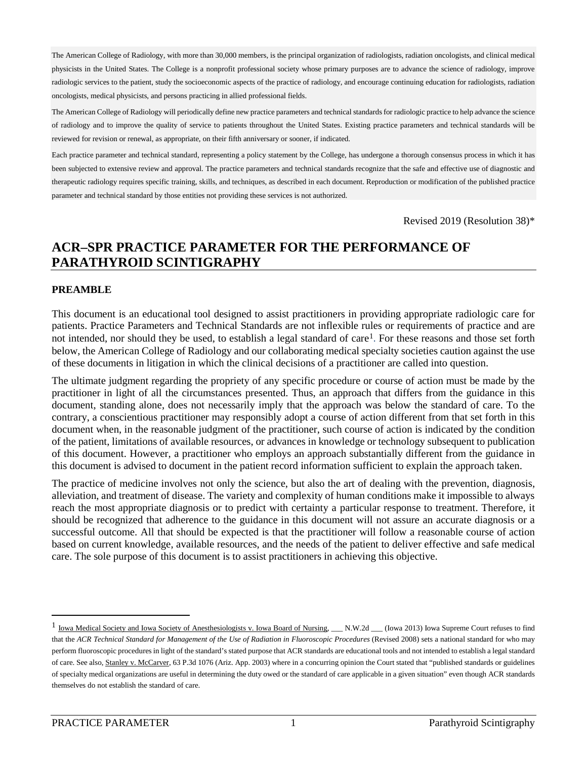The American College of Radiology, with more than 30,000 members, is the principal organization of radiologists, radiation oncologists, and clinical medical physicists in the United States. The College is a nonprofit professional society whose primary purposes are to advance the science of radiology, improve radiologic services to the patient, study the socioeconomic aspects of the practice of radiology, and encourage continuing education for radiologists, radiation oncologists, medical physicists, and persons practicing in allied professional fields.

The American College of Radiology will periodically define new practice parameters and technical standards for radiologic practice to help advance the science of radiology and to improve the quality of service to patients throughout the United States. Existing practice parameters and technical standards will be reviewed for revision or renewal, as appropriate, on their fifth anniversary or sooner, if indicated.

Each practice parameter and technical standard, representing a policy statement by the College, has undergone a thorough consensus process in which it has been subjected to extensive review and approval. The practice parameters and technical standards recognize that the safe and effective use of diagnostic and therapeutic radiology requires specific training, skills, and techniques, as described in each document. Reproduction or modification of the published practice parameter and technical standard by those entities not providing these services is not authorized.

Revised 2019 (Resolution 38)*

# ACR–SPR PRACTICE PARAMETER FOR THE PERFORMANCE OF PARATHYROID SCINTIGRAPHY

## PREAMBLE

This document is an educational tool designed to assist practitioners in providing appropriate radiologic care for patients. Practice Parameters and Technical Standards are not inflexible rules or requirements of practice and are not intended, nor should they be used, to establish a legal standard of care[1]. For these reasons and those set forth below, the American College of Radiology and our collaborating medical specialty societies caution against the use of these documents in litigation in which the clinical decisions of a practitioner are called into question.

The ultimate judgment regarding the propriety of any specific procedure or course of action must be made by the practitioner in light of all the circumstances presented. Thus, an approach that differs from the guidance in this document, standing alone, does not necessarily imply that the approach was below the standard of care. To the contrary, a conscientious practitioner may responsibly adopt a course of action different from that set forth in this document when, in the reasonable judgment of the practitioner, such course of action is indicated by the condition of the patient, limitations of available resources, or advances in knowledge or technology subsequent to publication of this document. However, a practitioner who employs an approach substantially different from the guidance in this document is advised to document in the patient record information sufficient to explain the approach taken.

The practice of medicine involves not only the science, but also the art of dealing with the prevention, diagnosis, alleviation, and treatment of disease. The variety and complexity of human conditions make it impossible to always reach the most appropriate diagnosis or to predict with certainty a particular response to treatment. Therefore, it should be recognized that adherence to the guidance in this document will not assure an accurate diagnosis or a successful outcome. All that should be expected is that the practitioner will follow a reasonable course of action based on current knowledge, available resources, and the needs of the patient to deliver effective and safe medical care. The sole purpose of this document is to assist practitioners in achieving this objective.

---

[1] Iowa Medical Society and Iowa Society of Anesthesiologists v. Iowa Board of Nursing, ___ N.W.2d ___ (Iowa 2013) Iowa Supreme Court refuses to find that the *ACR Technical Standard for Management of the Use of Radiation in Fluoroscopic Procedures* (Revised 2008) sets a national standard for who may perform fluoroscopic procedures in light of the standard's stated purpose that ACR standards are educational tools and not intended to establish a legal standard of care. See also, Stanley v. McCarver, 63 P.3d 1076 (Ariz. App. 2003) where in a concurring opinion the Court stated that "published standards or guidelines of specialty medical organizations are useful in determining the duty owed or the standard of care applicable in a given situation" even though ACR standards themselves do not establish the standard of care.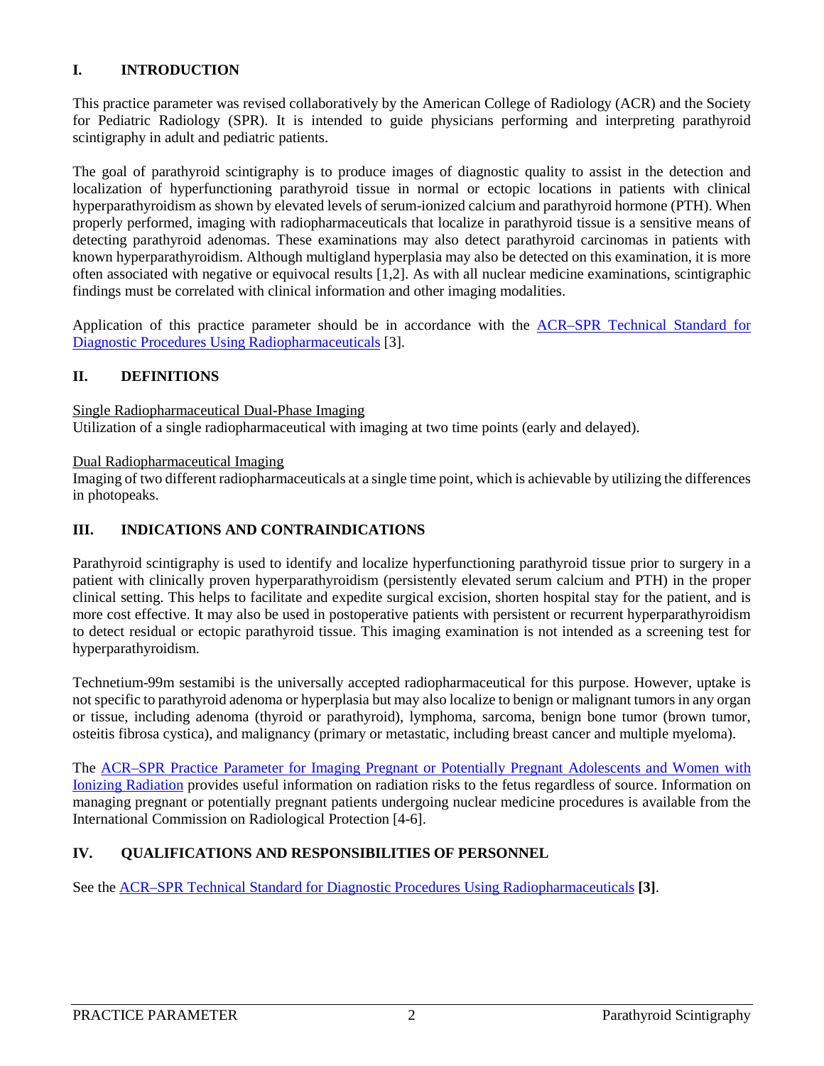## I. INTRODUCTION

This practice parameter was revised collaboratively by the American College of Radiology (ACR) and the Society for Pediatric Radiology (SPR). It is intended to guide physicians performing and interpreting parathyroid scintigraphy in adult and pediatric patients.

The goal of parathyroid scintigraphy is to produce images of diagnostic quality to assist in the detection and localization of hyperfunctioning parathyroid tissue in normal or ectopic locations in patients with clinical hyperparathyroidism as shown by elevated levels of serum-ionized calcium and parathyroid hormone (PTH). When properly performed, imaging with radiopharmaceuticals that localize in parathyroid tissue is a sensitive means of detecting parathyroid adenomas. These examinations may also detect parathyroid carcinomas in patients with known hyperparathyroidism. Although multigland hyperplasia may also be detected on this examination, it is more often associated with negative or equivocal results [1,2]. As with all nuclear medicine examinations, scintigraphic findings must be correlated with clinical information and other imaging modalities.

Application of this practice parameter should be in accordance with the ACR–SPR Technical Standard for Diagnostic Procedures Using Radiopharmaceuticals [3].

## II. DEFINITIONS

Single Radiopharmaceutical Dual-Phase Imaging
Utilization of a single radiopharmaceutical with imaging at two time points (early and delayed).

Dual Radiopharmaceutical Imaging
Imaging of two different radiopharmaceuticals at a single time point, which is achievable by utilizing the differences in photopeaks.

## III. INDICATIONS AND CONTRAINDICATIONS

Parathyroid scintigraphy is used to identify and localize hyperfunctioning parathyroid tissue prior to surgery in a patient with clinically proven hyperparathyroidism (persistently elevated serum calcium and PTH) in the proper clinical setting. This helps to facilitate and expedite surgical excision, shorten hospital stay for the patient, and is more cost effective. It may also be used in postoperative patients with persistent or recurrent hyperparathyroidism to detect residual or ectopic parathyroid tissue. This imaging examination is not intended as a screening test for hyperparathyroidism.

Technetium-99m sestamibi is the universally accepted radiopharmaceutical for this purpose. However, uptake is not specific to parathyroid adenoma or hyperplasia but may also localize to benign or malignant tumors in any organ or tissue, including adenoma (thyroid or parathyroid), lymphoma, sarcoma, benign bone tumor (brown tumor, osteitis fibrosa cystica), and malignancy (primary or metastatic, including breast cancer and multiple myeloma).

The ACR–SPR Practice Parameter for Imaging Pregnant or Potentially Pregnant Adolescents and Women with Ionizing Radiation provides useful information on radiation risks to the fetus regardless of source. Information on managing pregnant or potentially pregnant patients undergoing nuclear medicine procedures is available from the International Commission on Radiological Protection [4-6].

## IV. QUALIFICATIONS AND RESPONSIBILITIES OF PERSONNEL

See the ACR–SPR Technical Standard for Diagnostic Procedures Using Radiopharmaceuticals **[3]**.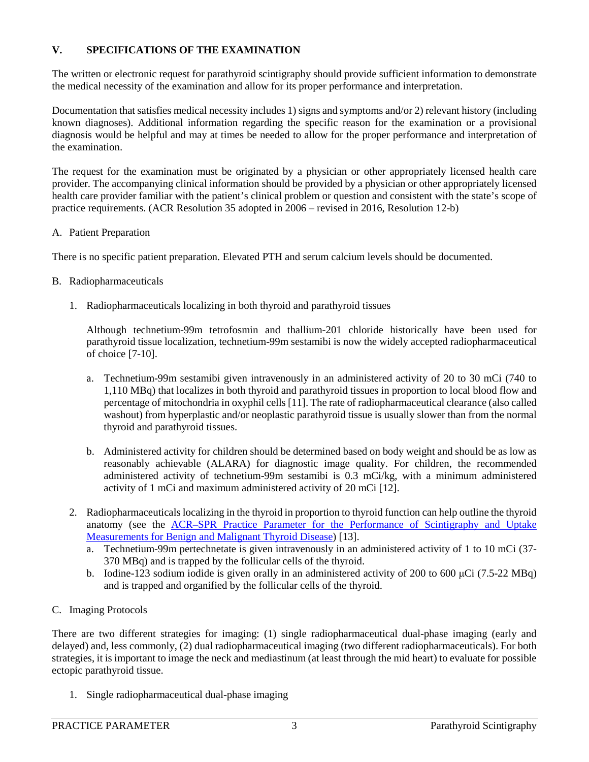## V. SPECIFICATIONS OF THE EXAMINATION

The written or electronic request for parathyroid scintigraphy should provide sufficient information to demonstrate the medical necessity of the examination and allow for its proper performance and interpretation.

Documentation that satisfies medical necessity includes 1) signs and symptoms and/or 2) relevant history (including known diagnoses). Additional information regarding the specific reason for the examination or a provisional diagnosis would be helpful and may at times be needed to allow for the proper performance and interpretation of the examination.

The request for the examination must be originated by a physician or other appropriately licensed health care provider. The accompanying clinical information should be provided by a physician or other appropriately licensed health care provider familiar with the patient's clinical problem or question and consistent with the state's scope of practice requirements. (ACR Resolution 35 adopted in 2006 – revised in 2016, Resolution 12-b)

### A. Patient Preparation

There is no specific patient preparation. Elevated PTH and serum calcium levels should be documented.

### B. Radiopharmaceuticals

1. Radiopharmaceuticals localizing in both thyroid and parathyroid tissues

   Although technetium-99m tetrofosmin and thallium-201 chloride historically have been used for parathyroid tissue localization, technetium-99m sestamibi is now the widely accepted radiopharmaceutical of choice [7-10].

   a. Technetium-99m sestamibi given intravenously in an administered activity of 20 to 30 mCi (740 to 1,110 MBq) that localizes in both thyroid and parathyroid tissues in proportion to local blood flow and percentage of mitochondria in oxyphil cells [11]. The rate of radiopharmaceutical clearance (also called washout) from hyperplastic and/or neoplastic parathyroid tissue is usually slower than from the normal thyroid and parathyroid tissues.

   b. Administered activity for children should be determined based on body weight and should be as low as reasonably achievable (ALARA) for diagnostic image quality. For children, the recommended administered activity of technetium-99m sestamibi is 0.3 mCi/kg, with a minimum administered activity of 1 mCi and maximum administered activity of 20 mCi [12].

2. Radiopharmaceuticals localizing in the thyroid in proportion to thyroid function can help outline the thyroid anatomy (see the ACR–SPR Practice Parameter for the Performance of Scintigraphy and Uptake Measurements for Benign and Malignant Thyroid Disease) [13].
   a. Technetium-99m pertechnetate is given intravenously in an administered activity of 1 to 10 mCi (37-370 MBq) and is trapped by the follicular cells of the thyroid.
   b. Iodine-123 sodium iodide is given orally in an administered activity of 200 to 600 μCi (7.5-22 MBq) and is trapped and organified by the follicular cells of the thyroid.

### C. Imaging Protocols

There are two different strategies for imaging: (1) single radiopharmaceutical dual-phase imaging (early and delayed) and, less commonly, (2) dual radiopharmaceutical imaging (two different radiopharmaceuticals). For both strategies, it is important to image the neck and mediastinum (at least through the mid heart) to evaluate for possible ectopic parathyroid tissue.

1. Single radiopharmaceutical dual-phase imaging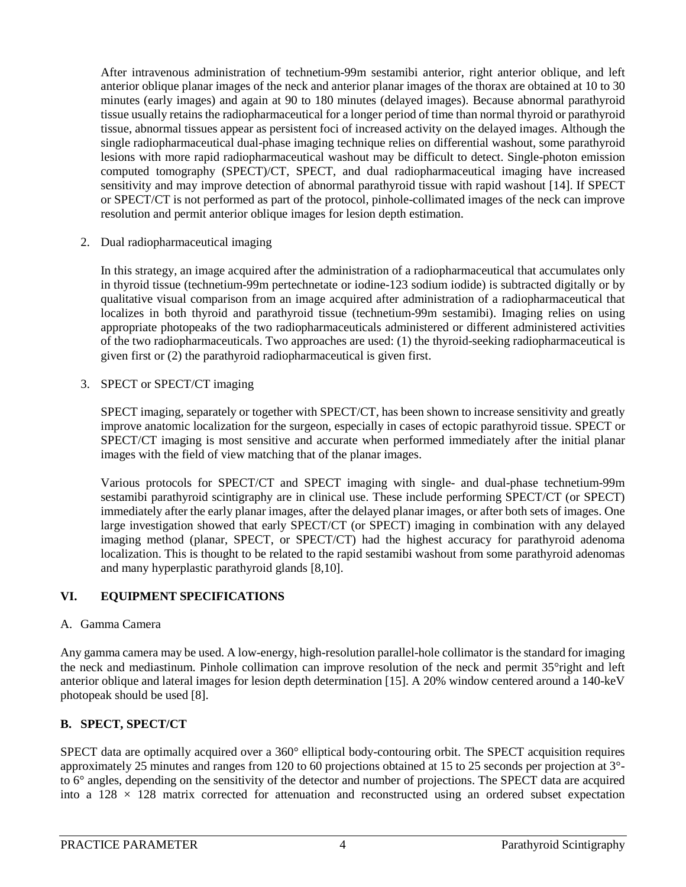After intravenous administration of technetium-99m sestamibi anterior, right anterior oblique, and left anterior oblique planar images of the neck and anterior planar images of the thorax are obtained at 10 to 30 minutes (early images) and again at 90 to 180 minutes (delayed images). Because abnormal parathyroid tissue usually retains the radiopharmaceutical for a longer period of time than normal thyroid or parathyroid tissue, abnormal tissues appear as persistent foci of increased activity on the delayed images. Although the single radiopharmaceutical dual-phase imaging technique relies on differential washout, some parathyroid lesions with more rapid radiopharmaceutical washout may be difficult to detect. Single-photon emission computed tomography (SPECT)/CT, SPECT, and dual radiopharmaceutical imaging have increased sensitivity and may improve detection of abnormal parathyroid tissue with rapid washout [14]. If SPECT or SPECT/CT is not performed as part of the protocol, pinhole-collimated images of the neck can improve resolution and permit anterior oblique images for lesion depth estimation.

2. Dual radiopharmaceutical imaging

   In this strategy, an image acquired after the administration of a radiopharmaceutical that accumulates only in thyroid tissue (technetium-99m pertechnetate or iodine-123 sodium iodide) is subtracted digitally or by qualitative visual comparison from an image acquired after administration of a radiopharmaceutical that localizes in both thyroid and parathyroid tissue (technetium-99m sestamibi). Imaging relies on using appropriate photopeaks of the two radiopharmaceuticals administered or different administered activities of the two radiopharmaceuticals. Two approaches are used: (1) the thyroid-seeking radiopharmaceutical is given first or (2) the parathyroid radiopharmaceutical is given first.

3. SPECT or SPECT/CT imaging

   SPECT imaging, separately or together with SPECT/CT, has been shown to increase sensitivity and greatly improve anatomic localization for the surgeon, especially in cases of ectopic parathyroid tissue. SPECT or SPECT/CT imaging is most sensitive and accurate when performed immediately after the initial planar images with the field of view matching that of the planar images.

   Various protocols for SPECT/CT and SPECT imaging with single- and dual-phase technetium-99m sestamibi parathyroid scintigraphy are in clinical use. These include performing SPECT/CT (or SPECT) immediately after the early planar images, after the delayed planar images, or after both sets of images. One large investigation showed that early SPECT/CT (or SPECT) imaging in combination with any delayed imaging method (planar, SPECT, or SPECT/CT) had the highest accuracy for parathyroid adenoma localization. This is thought to be related to the rapid sestamibi washout from some parathyroid adenomas and many hyperplastic parathyroid glands [8,10].

## VI. EQUIPMENT SPECIFICATIONS

### A. Gamma Camera

Any gamma camera may be used. A low-energy, high-resolution parallel-hole collimator is the standard for imaging the neck and mediastinum. Pinhole collimation can improve resolution of the neck and permit 35°right and left anterior oblique and lateral images for lesion depth determination [15]. A 20% window centered around a 140-keV photopeak should be used [8].

### B. SPECT, SPECT/CT

SPECT data are optimally acquired over a 360° elliptical body-contouring orbit. The SPECT acquisition requires approximately 25 minutes and ranges from 120 to 60 projections obtained at 15 to 25 seconds per projection at 3°- to 6° angles, depending on the sensitivity of the detector and number of projections. The SPECT data are acquired into a 128 × 128 matrix corrected for attenuation and reconstructed using an ordered subset expectation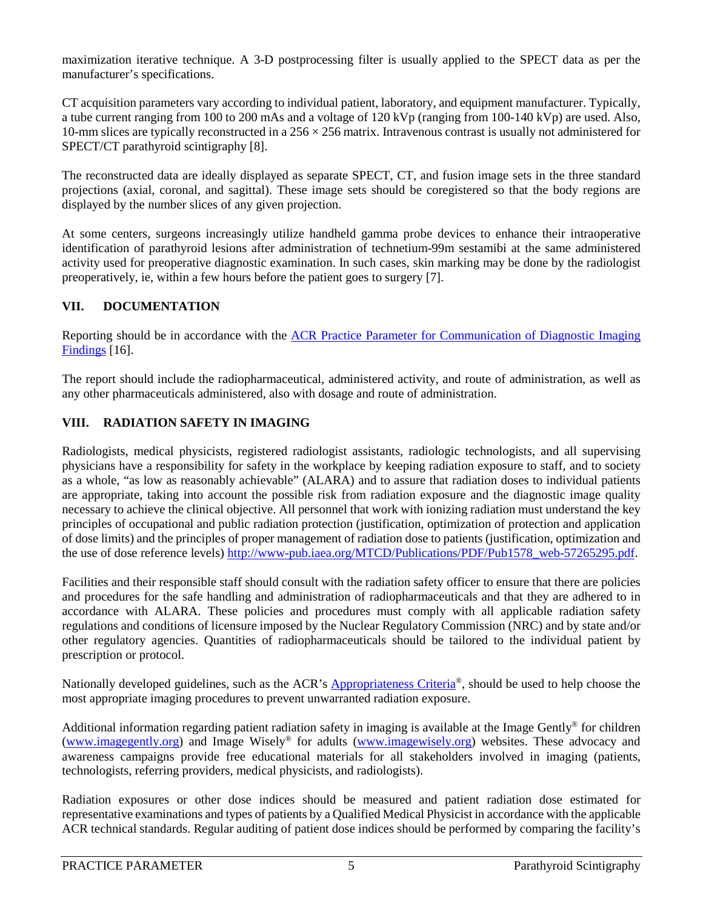maximization iterative technique. A 3-D postprocessing filter is usually applied to the SPECT data as per the manufacturer's specifications.

CT acquisition parameters vary according to individual patient, laboratory, and equipment manufacturer. Typically, a tube current ranging from 100 to 200 mAs and a voltage of 120 kVp (ranging from 100-140 kVp) are used. Also, 10-mm slices are typically reconstructed in a $256 \times 256$ matrix. Intravenous contrast is usually not administered for SPECT/CT parathyroid scintigraphy [8].

The reconstructed data are ideally displayed as separate SPECT, CT, and fusion image sets in the three standard projections (axial, coronal, and sagittal). These image sets should be coregistered so that the body regions are displayed by the number slices of any given projection.

At some centers, surgeons increasingly utilize handheld gamma probe devices to enhance their intraoperative identification of parathyroid lesions after administration of technetium-99m sestamibi at the same administered activity used for preoperative diagnostic examination. In such cases, skin marking may be done by the radiologist preoperatively, ie, within a few hours before the patient goes to surgery [7].

## VII. DOCUMENTATION

Reporting should be in accordance with the [ACR Practice Parameter for Communication of Diagnostic Imaging Findings](#) [16].

The report should include the radiopharmaceutical, administered activity, and route of administration, as well as any other pharmaceuticals administered, also with dosage and route of administration.

## VIII. RADIATION SAFETY IN IMAGING

Radiologists, medical physicists, registered radiologist assistants, radiologic technologists, and all supervising physicians have a responsibility for safety in the workplace by keeping radiation exposure to staff, and to society as a whole, "as low as reasonably achievable" (ALARA) and to assure that radiation doses to individual patients are appropriate, taking into account the possible risk from radiation exposure and the diagnostic image quality necessary to achieve the clinical objective. All personnel that work with ionizing radiation must understand the key principles of occupational and public radiation protection (justification, optimization of protection and application of dose limits) and the principles of proper management of radiation dose to patients (justification, optimization and the use of dose reference levels) http://www-pub.iaea.org/MTCD/Publications/PDF/Pub1578_web-57265295.pdf.

Facilities and their responsible staff should consult with the radiation safety officer to ensure that there are policies and procedures for the safe handling and administration of radiopharmaceuticals and that they are adhered to in accordance with ALARA. These policies and procedures must comply with all applicable radiation safety regulations and conditions of licensure imposed by the Nuclear Regulatory Commission (NRC) and by state and/or other regulatory agencies. Quantities of radiopharmaceuticals should be tailored to the individual patient by prescription or protocol.

Nationally developed guidelines, such as the ACR's [Appropriateness Criteria®](#), should be used to help choose the most appropriate imaging procedures to prevent unwarranted radiation exposure.

Additional information regarding patient radiation safety in imaging is available at the Image Gently® for children (www.imagegently.org) and Image Wisely® for adults (www.imagewisely.org) websites. These advocacy and awareness campaigns provide free educational materials for all stakeholders involved in imaging (patients, technologists, referring providers, medical physicists, and radiologists).

Radiation exposures or other dose indices should be measured and patient radiation dose estimated for representative examinations and types of patients by a Qualified Medical Physicist in accordance with the applicable ACR technical standards. Regular auditing of patient dose indices should be performed by comparing the facility's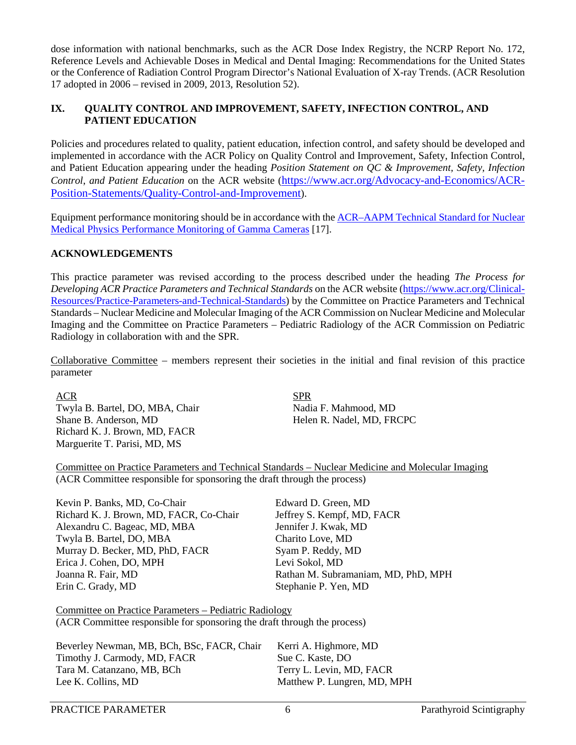dose information with national benchmarks, such as the ACR Dose Index Registry, the NCRP Report No. 172, Reference Levels and Achievable Doses in Medical and Dental Imaging: Recommendations for the United States or the Conference of Radiation Control Program Director's National Evaluation of X-ray Trends. (ACR Resolution 17 adopted in 2006 – revised in 2009, 2013, Resolution 52).

## IX. QUALITY CONTROL AND IMPROVEMENT, SAFETY, INFECTION CONTROL, AND PATIENT EDUCATION

Policies and procedures related to quality, patient education, infection control, and safety should be developed and implemented in accordance with the ACR Policy on Quality Control and Improvement, Safety, Infection Control, and Patient Education appearing under the heading *Position Statement on QC & Improvement, Safety, Infection Control, and Patient Education* on the ACR website (https://www.acr.org/Advocacy-and-Economics/ACR-Position-Statements/Quality-Control-and-Improvement).

Equipment performance monitoring should be in accordance with the ACR–AAPM Technical Standard for Nuclear Medical Physics Performance Monitoring of Gamma Cameras [17].

## ACKNOWLEDGEMENTS

This practice parameter was revised according to the process described under the heading *The Process for Developing ACR Practice Parameters and Technical Standards* on the ACR website (https://www.acr.org/Clinical-Resources/Practice-Parameters-and-Technical-Standards) by the Committee on Practice Parameters and Technical Standards – Nuclear Medicine and Molecular Imaging of the ACR Commission on Nuclear Medicine and Molecular Imaging and the Committee on Practice Parameters – Pediatric Radiology of the ACR Commission on Pediatric Radiology in collaboration with and the SPR.

Collaborative Committee – members represent their societies in the initial and final revision of this practice parameter

ACR
Twyla B. Bartel, DO, MBA, Chair
Shane B. Anderson, MD
Richard K. J. Brown, MD, FACR
Marguerite T. Parisi, MD, MS

SPR
Nadia F. Mahmood, MD
Helen R. Nadel, MD, FRCPC

Committee on Practice Parameters and Technical Standards – Nuclear Medicine and Molecular Imaging
(ACR Committee responsible for sponsoring the draft through the process)

Kevin P. Banks, MD, Co-Chair
Richard K. J. Brown, MD, FACR, Co-Chair
Alexandru C. Bageac, MD, MBA
Twyla B. Bartel, DO, MBA
Murray D. Becker, MD, PhD, FACR
Erica J. Cohen, DO, MPH
Joanna R. Fair, MD
Erin C. Grady, MD
Edward D. Green, MD
Jeffrey S. Kempf, MD, FACR
Jennifer J. Kwak, MD
Charito Love, MD
Syam P. Reddy, MD
Levi Sokol, MD
Rathan M. Subramaniam, MD, PhD, MPH
Stephanie P. Yen, MD

Committee on Practice Parameters – Pediatric Radiology
(ACR Committee responsible for sponsoring the draft through the process)

Beverley Newman, MB, BCh, BSc, FACR, Chair
Timothy J. Carmody, MD, FACR
Tara M. Catanzano, MB, BCh
Lee K. Collins, MD
Kerri A. Highmore, MD
Sue C. Kaste, DO
Terry L. Levin, MD, FACR
Matthew P. Lungren, MD, MPH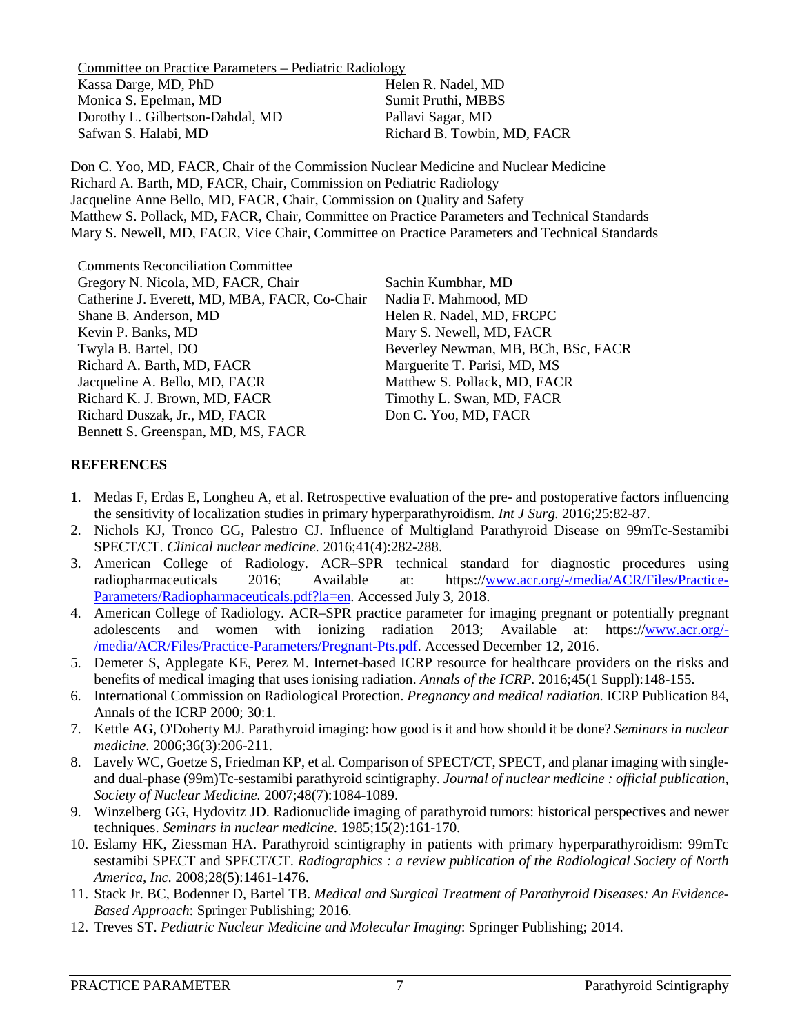Committee on Practice Parameters – Pediatric Radiology

Kassa Darge, MD, PhD
Monica S. Epelman, MD
Dorothy L. Gilbertson-Dahdal, MD
Safwan S. Halabi, MD
Helen R. Nadel, MD
Sumit Pruthi, MBBS
Pallavi Sagar, MD
Richard B. Towbin, MD, FACR

Don C. Yoo, MD, FACR, Chair of the Commission Nuclear Medicine and Nuclear Medicine
Richard A. Barth, MD, FACR, Chair, Commission on Pediatric Radiology
Jacqueline Anne Bello, MD, FACR, Chair, Commission on Quality and Safety
Matthew S. Pollack, MD, FACR, Chair, Committee on Practice Parameters and Technical Standards
Mary S. Newell, MD, FACR, Vice Chair, Committee on Practice Parameters and Technical Standards

Comments Reconciliation Committee

Gregory N. Nicola, MD, FACR, Chair
Catherine J. Everett, MD, MBA, FACR, Co-Chair
Shane B. Anderson, MD
Kevin P. Banks, MD
Twyla B. Bartel, DO
Richard A. Barth, MD, FACR
Jacqueline A. Bello, MD, FACR
Richard K. J. Brown, MD, FACR
Richard Duszak, Jr., MD, FACR
Bennett S. Greenspan, MD, MS, FACR
Sachin Kumbhar, MD
Nadia F. Mahmood, MD
Helen R. Nadel, MD, FRCPC
Mary S. Newell, MD, FACR
Beverley Newman, MB, BCh, BSc, FACR
Marguerite T. Parisi, MD, MS
Matthew S. Pollack, MD, FACR
Timothy L. Swan, MD, FACR
Don C. Yoo, MD, FACR

## REFERENCES

1. Medas F, Erdas E, Longheu A, et al. Retrospective evaluation of the pre- and postoperative factors influencing the sensitivity of localization studies in primary hyperparathyroidism. *Int J Surg.* 2016;25:82-87.
2. Nichols KJ, Tronco GG, Palestro CJ. Influence of Multigland Parathyroid Disease on 99mTc-Sestamibi SPECT/CT. *Clinical nuclear medicine.* 2016;41(4):282-288.
3. American College of Radiology. ACR–SPR technical standard for diagnostic procedures using radiopharmaceuticals 2016; Available at: https://www.acr.org/-/media/ACR/Files/Practice-Parameters/Radiopharmaceuticals.pdf?la=en. Accessed July 3, 2018.
4. American College of Radiology. ACR–SPR practice parameter for imaging pregnant or potentially pregnant adolescents and women with ionizing radiation 2013; Available at: https://www.acr.org/-/media/ACR/Files/Practice-Parameters/Pregnant-Pts.pdf. Accessed December 12, 2016.
5. Demeter S, Applegate KE, Perez M. Internet-based ICRP resource for healthcare providers on the risks and benefits of medical imaging that uses ionising radiation. *Annals of the ICRP.* 2016;45(1 Suppl):148-155.
6. International Commission on Radiological Protection. *Pregnancy and medical radiation.* ICRP Publication 84, Annals of the ICRP 2000; 30:1.
7. Kettle AG, O'Doherty MJ. Parathyroid imaging: how good is it and how should it be done? *Seminars in nuclear medicine.* 2006;36(3):206-211.
8. Lavely WC, Goetze S, Friedman KP, et al. Comparison of SPECT/CT, SPECT, and planar imaging with single- and dual-phase (99m)Tc-sestamibi parathyroid scintigraphy. *Journal of nuclear medicine : official publication, Society of Nuclear Medicine.* 2007;48(7):1084-1089.
9. Winzelberg GG, Hydovitz JD. Radionuclide imaging of parathyroid tumors: historical perspectives and newer techniques. *Seminars in nuclear medicine.* 1985;15(2):161-170.
10. Eslamy HK, Ziessman HA. Parathyroid scintigraphy in patients with primary hyperparathyroidism: 99mTc sestamibi SPECT and SPECT/CT. *Radiographics : a review publication of the Radiological Society of North America, Inc.* 2008;28(5):1461-1476.
11. Stack Jr. BC, Bodenner D, Bartel TB. *Medical and Surgical Treatment of Parathyroid Diseases: An Evidence-Based Approach*: Springer Publishing; 2016.
12. Treves ST. *Pediatric Nuclear Medicine and Molecular Imaging*: Springer Publishing; 2014.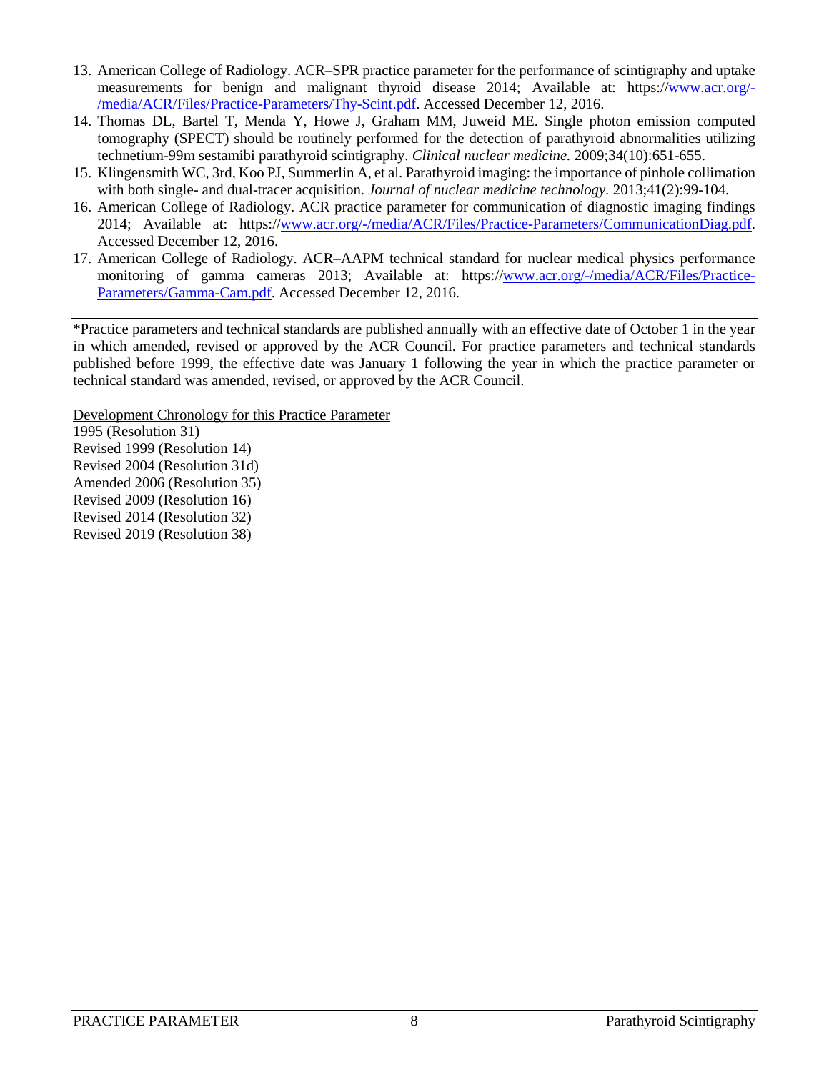13. American College of Radiology. ACR–SPR practice parameter for the performance of scintigraphy and uptake measurements for benign and malignant thyroid disease 2014; Available at: https://www.acr.org/-/media/ACR/Files/Practice-Parameters/Thy-Scint.pdf. Accessed December 12, 2016.
14. Thomas DL, Bartel T, Menda Y, Howe J, Graham MM, Juweid ME. Single photon emission computed tomography (SPECT) should be routinely performed for the detection of parathyroid abnormalities utilizing technetium-99m sestamibi parathyroid scintigraphy. *Clinical nuclear medicine.* 2009;34(10):651-655.
15. Klingensmith WC, 3rd, Koo PJ, Summerlin A, et al. Parathyroid imaging: the importance of pinhole collimation with both single- and dual-tracer acquisition. *Journal of nuclear medicine technology*. 2013;41(2):99-104.
16. American College of Radiology. ACR practice parameter for communication of diagnostic imaging findings 2014; Available at: https://www.acr.org/-/media/ACR/Files/Practice-Parameters/CommunicationDiag.pdf. Accessed December 12, 2016.
17. American College of Radiology. ACR–AAPM technical standard for nuclear medical physics performance monitoring of gamma cameras 2013; Available at: https://www.acr.org/-/media/ACR/Files/Practice-Parameters/Gamma-Cam.pdf. Accessed December 12, 2016.

---

*Practice parameters and technical standards are published annually with an effective date of October 1 in the year in which amended, revised or approved by the ACR Council. For practice parameters and technical standards published before 1999, the effective date was January 1 following the year in which the practice parameter or technical standard was amended, revised, or approved by the ACR Council.

Development Chronology for this Practice Parameter

1995 (Resolution 31)
Revised 1999 (Resolution 14)
Revised 2004 (Resolution 31d)
Amended 2006 (Resolution 35)
Revised 2009 (Resolution 16)
Revised 2014 (Resolution 32)
Revised 2019 (Resolution 38)